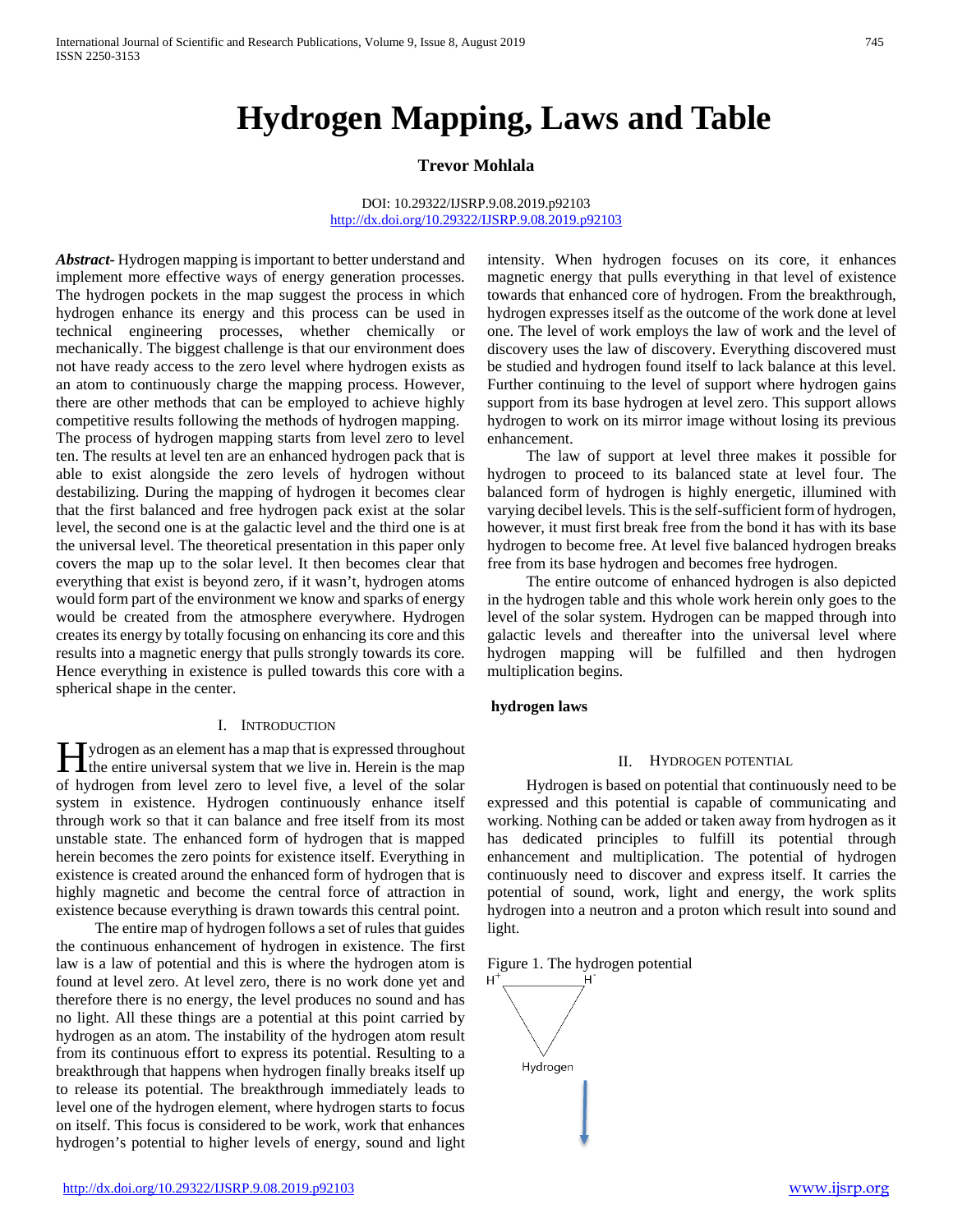# Hydrogen Mapping, Laws and Table

**Trevor Mohlala**

DOI: 10.29322/IJSRP.9.08.2019.p92103
http://dx.doi.org/10.29322/IJSRP.9.08.2019.p92103

***Abstract-*** Hydrogen mapping is important to better understand and implement more effective ways of energy generation processes. The hydrogen pockets in the map suggest the process in which hydrogen enhance its energy and this process can be used in technical engineering processes, whether chemically or mechanically. The biggest challenge is that our environment does not have ready access to the zero level where hydrogen exists as an atom to continuously charge the mapping process. However, there are other methods that can be employed to achieve highly competitive results following the methods of hydrogen mapping. The process of hydrogen mapping starts from level zero to level ten. The results at level ten are an enhanced hydrogen pack that is able to exist alongside the zero levels of hydrogen without destabilizing. During the mapping of hydrogen it becomes clear that the first balanced and free hydrogen pack exist at the solar level, the second one is at the galactic level and the third one is at the universal level. The theoretical presentation in this paper only covers the map up to the solar level. It then becomes clear that everything that exist is beyond zero, if it wasn't, hydrogen atoms would form part of the environment we know and sparks of energy would be created from the atmosphere everywhere. Hydrogen creates its energy by totally focusing on enhancing its core and this results into a magnetic energy that pulls strongly towards its core. Hence everything in existence is pulled towards this core with a spherical shape in the center.

## I. Introduction

Hydrogen as an element has a map that is expressed throughout the entire universal system that we live in. Herein is the map of hydrogen from level zero to level five, a level of the solar system in existence. Hydrogen continuously enhance itself through work so that it can balance and free itself from its most unstable state. The enhanced form of hydrogen that is mapped herein becomes the zero points for existence itself. Everything in existence is created around the enhanced form of hydrogen that is highly magnetic and become the central force of attraction in existence because everything is drawn towards this central point.

The entire map of hydrogen follows a set of rules that guides the continuous enhancement of hydrogen in existence. The first law is a law of potential and this is where the hydrogen atom is found at level zero. At level zero, there is no work done yet and therefore there is no energy, the level produces no sound and has no light. All these things are a potential at this point carried by hydrogen as an atom. The instability of the hydrogen atom result from its continuous effort to express its potential. Resulting to a breakthrough that happens when hydrogen finally breaks itself up to release its potential. The breakthrough immediately leads to level one of the hydrogen element, where hydrogen starts to focus on itself. This focus is considered to be work, work that enhances hydrogen's potential to higher levels of energy, sound and light intensity. When hydrogen focuses on its core, it enhances magnetic energy that pulls everything in that level of existence towards that enhanced core of hydrogen. From the breakthrough, hydrogen expresses itself as the outcome of the work done at level one. The level of work employs the law of work and the level of discovery uses the law of discovery. Everything discovered must be studied and hydrogen found itself to lack balance at this level. Further continuing to the level of support where hydrogen gains support from its base hydrogen at level zero. This support allows hydrogen to work on its mirror image without losing its previous enhancement.

The law of support at level three makes it possible for hydrogen to proceed to its balanced state at level four. The balanced form of hydrogen is highly energetic, illumined with varying decibel levels. This is the self-sufficient form of hydrogen, however, it must first break free from the bond it has with its base hydrogen to become free. At level five balanced hydrogen breaks free from its base hydrogen and becomes free hydrogen.

The entire outcome of enhanced hydrogen is also depicted in the hydrogen table and this whole work herein only goes to the level of the solar system. Hydrogen can be mapped through into galactic levels and thereafter into the universal level where hydrogen mapping will be fulfilled and then hydrogen multiplication begins.

**hydrogen laws**

## II. Hydrogen Potential

Hydrogen is based on potential that continuously need to be expressed and this potential is capable of communicating and working. Nothing can be added or taken away from hydrogen as it has dedicated principles to fulfill its potential through enhancement and multiplication. The potential of hydrogen continuously need to discover and express itself. It carries the potential of sound, work, light and energy, the work splits hydrogen into a neutron and a proton which result into sound and light.

Figure 1. The hydrogen potential

$H^+$ $H^-$

Hydrogen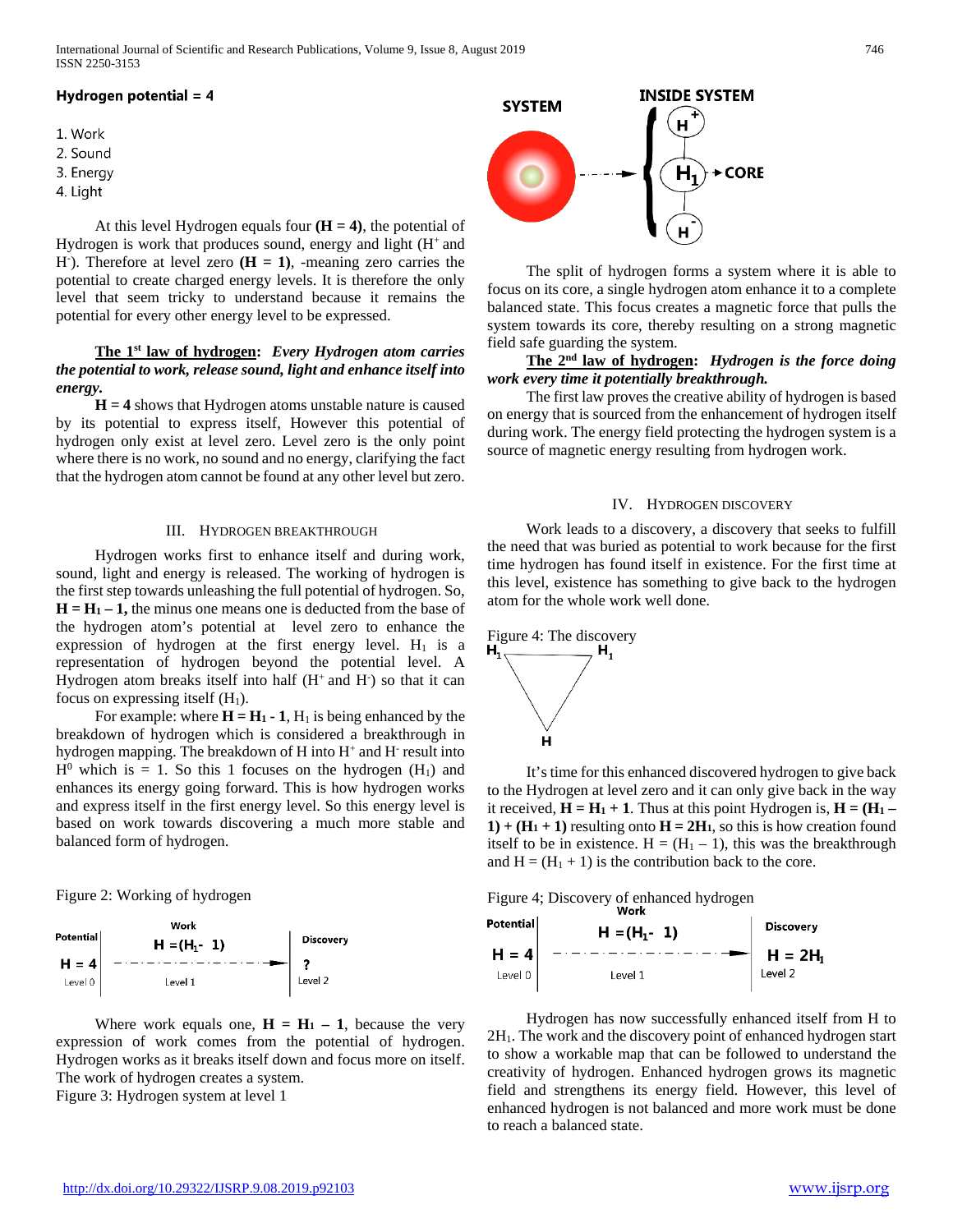**Hydrogen potential = 4**

1. Work
2. Sound
3. Energy
4. Light

At this level Hydrogen equals four **(H = 4)**, the potential of Hydrogen is work that produces sound, energy and light ($H^+$ and $H^-$). Therefore at level zero **(H = 1)**, -meaning zero carries the potential to create charged energy levels. It is therefore the only level that seem tricky to understand because it remains the potential for every other energy level to be expressed.

**<u>The 1st law of hydrogen</u>:** ***Every Hydrogen atom carries the potential to work, release sound, light and enhance itself into energy.***

**H = 4** shows that Hydrogen atoms unstable nature is caused by its potential to express itself, However this potential of hydrogen only exist at level zero. Level zero is the only point where there is no work, no sound and no energy, clarifying the fact that the hydrogen atom cannot be found at any other level but zero.

## III. Hydrogen Breakthrough

Hydrogen works first to enhance itself and during work, sound, light and energy is released. The working of hydrogen is the first step towards unleashing the full potential of hydrogen. So, $\mathbf{H = H_1 - 1}$, the minus one means one is deducted from the base of the hydrogen atom's potential at level zero to enhance the expression of hydrogen at the first energy level. $H_1$ is a representation of hydrogen beyond the potential level. A Hydrogen atom breaks itself into half ($H^+$ and $H^-$) so that it can focus on expressing itself ($H_1$).

For example: where $\mathbf{H = H_1 - 1}$, $H_1$ is being enhanced by the breakdown of hydrogen which is considered a breakthrough in hydrogen mapping. The breakdown of H into $H^+$ and $H^-$ result into $H^0$ which is = 1. So this 1 focuses on the hydrogen ($H_1$) and enhances its energy going forward. This is how hydrogen works and express itself in the first energy level. So this energy level is based on work towards discovering a much more stable and balanced form of hydrogen.

Figure 2: Working of hydrogen

| Potential | Work | Discovery |
|---|---|---|
| H = 4 | $H = (H_1 - 1)$ → | ? |
| Level 0 | Level 1 | Level 2 |

Where work equals one, $\mathbf{H = H_1 - 1}$, because the very expression of work comes from the potential of hydrogen. Hydrogen works as it breaks itself down and focus more on itself. The work of hydrogen creates a system.

Figure 3: Hydrogen system at level 1

SYSTEM → INSIDE SYSTEM: $H^+$, $H_1$ → CORE, $H^-$

The split of hydrogen forms a system where it is able to focus on its core, a single hydrogen atom enhance it to a complete balanced state. This focus creates a magnetic force that pulls the system towards its core, thereby resulting on a strong magnetic field safe guarding the system.

**<u>The 2nd law of hydrogen</u>:** ***Hydrogen is the force doing work every time it potentially breakthrough.***

The first law proves the creative ability of hydrogen is based on energy that is sourced from the enhancement of hydrogen itself during work. The energy field protecting the hydrogen system is a source of magnetic energy resulting from hydrogen work.

## IV. Hydrogen Discovery

Work leads to a discovery, a discovery that seeks to fulfill the need that was buried as potential to work because for the first time hydrogen has found itself in existence. For the first time at this level, existence has something to give back to the hydrogen atom for the whole work well done.

Figure 4: The discovery

($H_1$ — $H_1$ — H)

It's time for this enhanced discovered hydrogen to give back to the Hydrogen at level zero core and it can only give back in the way it received, $\mathbf{H = H_1 + 1}$. Thus at this point Hydrogen is, $\mathbf{H = (H_1 - 1) + (H_1 + 1)}$ resulting onto $\mathbf{H = 2H_1}$, so this is how creation found itself to be in existence. $H = (H_1 - 1)$, this was the breakthrough and $H = (H_1 + 1)$ is the contribution back to the core.

Figure 4; Discovery of enhanced hydrogen

| Potential | Work | Discovery |
|---|---|---|
| H = 4 | $H = (H_1 - 1)$ → | $H = 2H_1$ |
| Level 0 | Level 1 | Level 2 |

Hydrogen has now successfully enhanced itself from H to $2H_1$. The work and the discovery point of enhanced hydrogen start to show a workable map that can be followed to understand the creativity of hydrogen. Enhanced hydrogen grows its magnetic field and strengthens its energy field. However, this level of enhanced hydrogen is not balanced and more work must be done to reach a balanced state.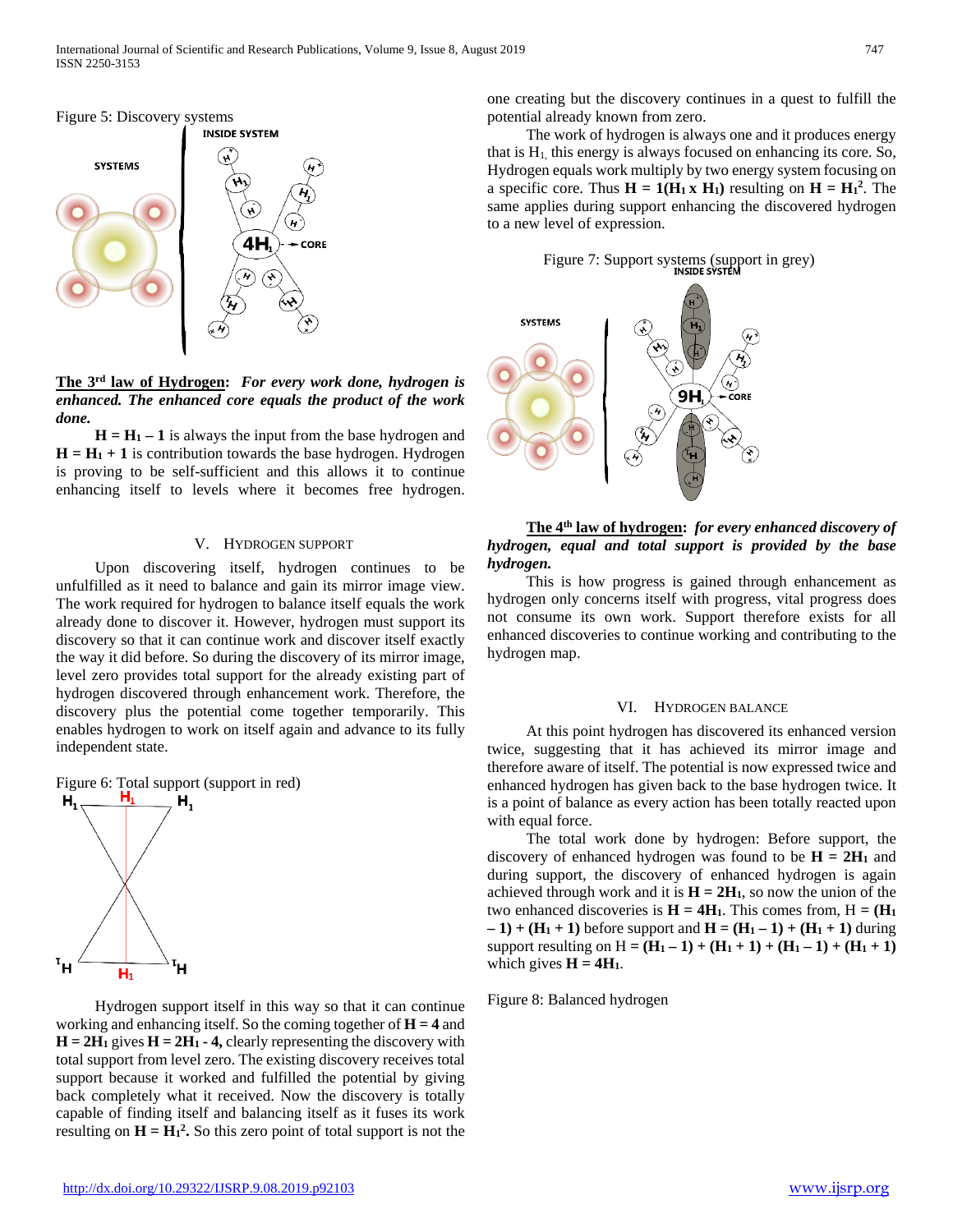Figure 5: Discovery systems

**The 3rd law of Hydrogen**: ***For every work done, hydrogen is enhanced. The enhanced core equals the product of the work done.***

$\mathbf{H = H_1 - 1}$ is always the input from the base hydrogen and $\mathbf{H = H_1 + 1}$ is contribution towards the base hydrogen. Hydrogen is proving to be self-sufficient and this allows it to continue enhancing itself to levels where it becomes free hydrogen.

## V. Hydrogen Support

Upon discovering itself, hydrogen continues to be unfulfilled as it need to balance and gain its mirror image view. The work required for hydrogen to balance itself equals the work already done to discover it. However, hydrogen must support its discovery so that it can continue work and discover itself exactly the way it did before. So during the discovery of its mirror image, level zero provides total support for the already existing part of hydrogen discovered through enhancement work. Therefore, the discovery plus the potential come together temporarily. This enables hydrogen to work on itself again and advance to its fully independent state.

Figure 6: Total support (support in red)

Hydrogen support itself in this way so that it can continue working and enhancing itself. So the coming together of $\mathbf{H = 4}$ and $\mathbf{H = 2H_1}$ gives $\mathbf{H = 2H_1 - 4,}$ clearly representing the discovery with total support from level zero. The existing discovery receives total support because it worked and fulfilled the potential by giving back completely what it received. Now the discovery is totally capable of finding itself and balancing itself as it fuses its work resulting on $\mathbf{H = H_1^2.}$ So this zero point of total support is not the one creating but the discovery continues in a quest to fulfill the potential already known from zero.

The work of hydrogen is always one and it produces energy that is $H_1$, this energy is always focused on enhancing its core. So, Hydrogen equals work multiply by two energy system focusing on a specific core. Thus $\mathbf{H = 1(H_1 \times H_1)}$ resulting on $\mathbf{H = H_1^2}$. The same applies during support enhancing the discovered hydrogen to a new level of expression.

Figure 7: Support systems (support in grey)

**The 4th law of hydrogen**: ***for every enhanced discovery of hydrogen, equal and total support is provided by the base hydrogen.***

This is how progress is gained through enhancement as hydrogen only concerns itself with progress, vital progress does not consume its own work. Support therefore exists for all enhanced discoveries to continue working and contributing to the hydrogen map.

## VI. Hydrogen Balance

At this point hydrogen has discovered its enhanced version twice, suggesting that it has achieved its mirror image and therefore aware of itself. The potential is now expressed twice and enhanced hydrogen has given back to the base hydrogen twice. It is a point of balance as every action has been totally reacted upon with equal force.

The total work done by hydrogen: Before support, the discovery of enhanced hydrogen was found to be $\mathbf{H = 2H_1}$ and during support, the discovery of enhanced hydrogen is again achieved through work and it is $\mathbf{H = 2H_1}$, so now the union of the two enhanced discoveries is $\mathbf{H = 4H_1}$. This comes from, H = $\mathbf{(H_1 - 1) + (H_1 + 1)}$ before support and $\mathbf{H = (H_1 - 1) + (H_1 + 1)}$ during support resulting on H = $\mathbf{(H_1 - 1) + (H_1 + 1) + (H_1 - 1) + (H_1 + 1)}$ which gives $\mathbf{H = 4H_1}$.

Figure 8: Balanced hydrogen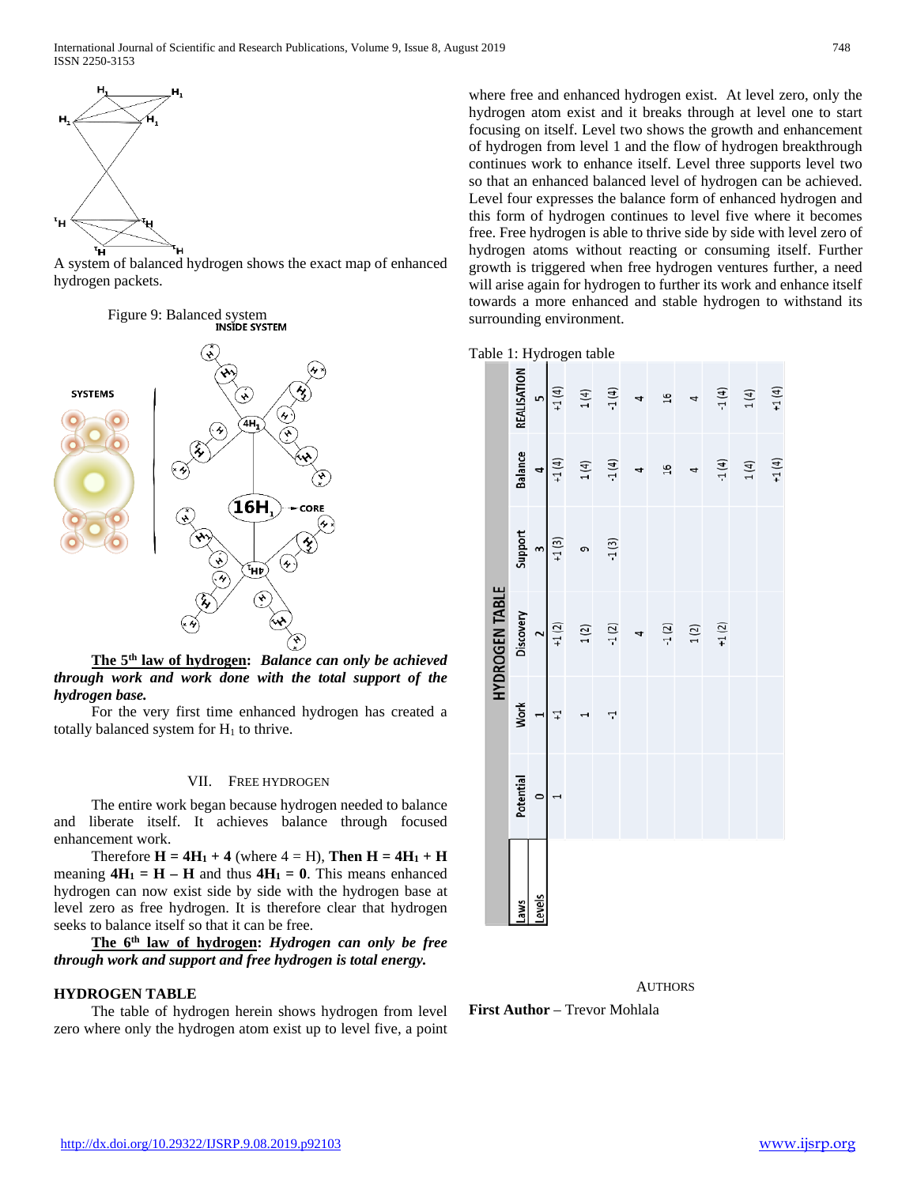A system of balanced hydrogen shows the exact map of enhanced hydrogen packets.

Figure 9: Balanced system

**<u>The 5th law of hydrogen</u>:** ***Balance can only be achieved through work and work done with the total support of the hydrogen base.***

For the very first time enhanced hydrogen has created a totally balanced system for $H_1$ to thrive.

## VII. Free Hydrogen

The entire work began because hydrogen needed to balance and liberate itself. It achieves balance through focused enhancement work.

Therefore $\mathbf{H = 4H_1 + 4}$ (where 4 = H), **Then** $\mathbf{H = 4H_1 + H}$ meaning $\mathbf{4H_1 = H - H}$ and thus $\mathbf{4H_1 = 0}$. This means enhanced hydrogen can now exist side by side with the hydrogen base at level zero as free hydrogen. It is therefore clear that hydrogen seeks to balance itself so that it can be free.

**<u>The 6th law of hydrogen</u>:** ***Hydrogen can only be free through work and support and free hydrogen is total energy.***

## HYDROGEN TABLE

The table of hydrogen herein shows hydrogen from level zero where only the hydrogen atom exist up to level five, a point where free and enhanced hydrogen exist. At level zero, only the hydrogen atom exist and it breaks through at level one to start focusing on itself. Level two shows the growth and enhancement of hydrogen from level 1 and the flow of hydrogen breakthrough continues work to enhance itself. Level three supports level two so that an enhanced balanced level of hydrogen can be achieved. Level four expresses the balance form of enhanced hydrogen and this form of hydrogen continues to level five where it becomes free. Free hydrogen is able to thrive side by side with level zero of hydrogen atoms without reacting or consuming itself. Further growth is triggered when free hydrogen ventures further, a need will arise again for hydrogen to further its work and enhance itself towards a more enhanced and stable hydrogen to withstand its surrounding environment.

Table 1: Hydrogen table

HYDROGEN TABLE

| Laws | Potential | Work | Discovery | Support | Balance | REALISATION |
|---|---|---|---|---|---|---|
| Levels | 0 | 1 | 2 | 3 | 4 | 5 |
| | 1 | +1 | +1 (2) | +1 (3) | +1 (4) | +1 (4) |
| | | 1 | 1 (2) | 9 | 1 (4) | 1 (4) |
| | | -1 | -1 (2) | -1 (3) | -1 (4) | -1 (4) |
| | | | 4 | | 4 | 4 |
| | | | -1 (2) | | 16 | 16 |
| | | | 1 (2) | | 4 | 4 |
| | | | +1 (2) | | -1 (4) | -1 (4) |
| | | | | | 1 (4) | 1 (4) |
| | | | | | +1 (4) | +1 (4) |

## Authors

**First Author** – Trevor Mohlala